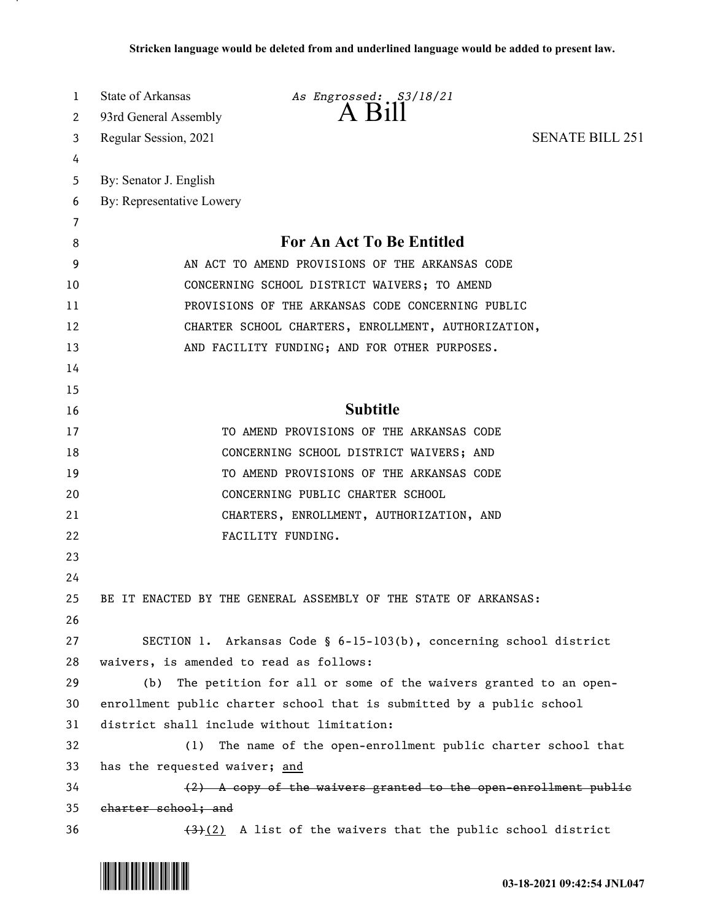**Stricken language would be deleted from and underlined language would be added to present law.**

State of Arkansas *As Engrossed: S3/18/21*
93rd General Assembly **A Bill**
Regular Session, 2021 SENATE BILL 251

By: Senator J. English
By: Representative Lowery

## For An Act To Be Entitled

AN ACT TO AMEND PROVISIONS OF THE ARKANSAS CODE CONCERNING SCHOOL DISTRICT WAIVERS; TO AMEND PROVISIONS OF THE ARKANSAS CODE CONCERNING PUBLIC CHARTER SCHOOL CHARTERS, ENROLLMENT, AUTHORIZATION, AND FACILITY FUNDING; AND FOR OTHER PURPOSES.

## Subtitle

TO AMEND PROVISIONS OF THE ARKANSAS CODE CONCERNING SCHOOL DISTRICT WAIVERS; AND TO AMEND PROVISIONS OF THE ARKANSAS CODE CONCERNING PUBLIC CHARTER SCHOOL CHARTERS, ENROLLMENT, AUTHORIZATION, AND FACILITY FUNDING.

BE IT ENACTED BY THE GENERAL ASSEMBLY OF THE STATE OF ARKANSAS:

SECTION 1. Arkansas Code § 6-15-103(b), concerning school district waivers, is amended to read as follows:

(b) The petition for all or some of the waivers granted to an open-enrollment public charter school that is submitted by a public school district shall include without limitation:

(1) The name of the open-enrollment public charter school that has the requested waiver; <u>and</u>

~~(2) A copy of the waivers granted to the open-enrollment public charter school; and~~

~~(3)~~<u>(2)</u> A list of the waivers that the public school district

03-18-2021 09:42:54 JNL047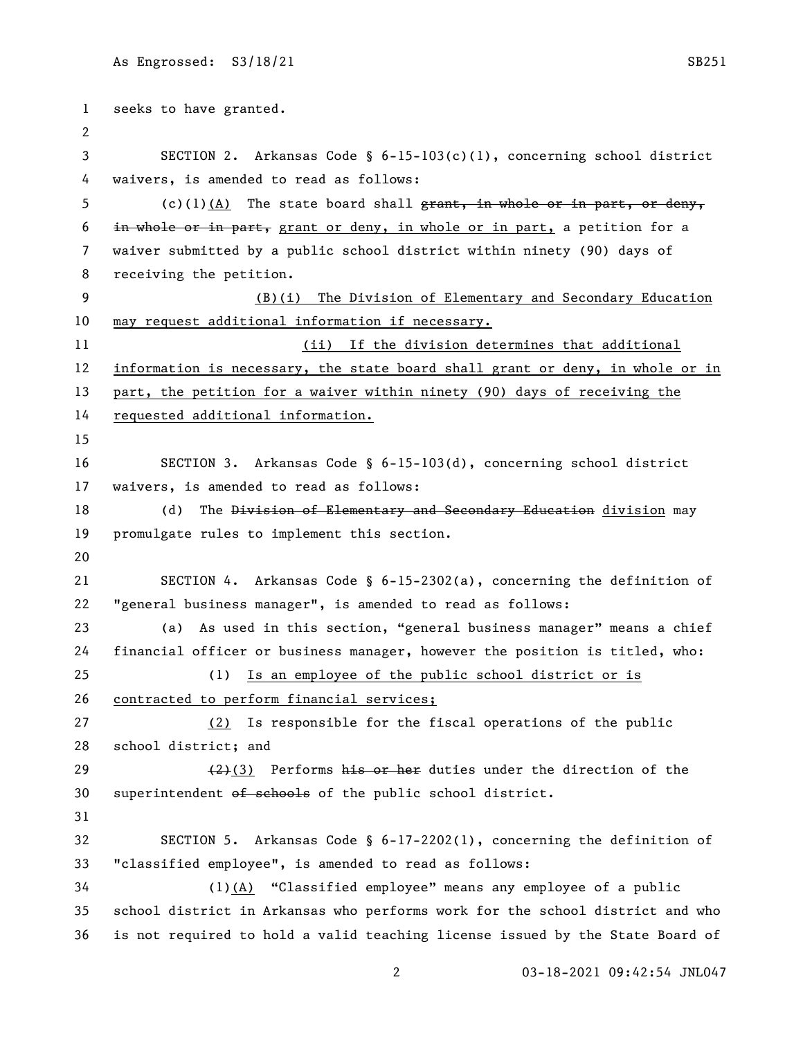seeks to have granted.

SECTION 2. Arkansas Code § 6-15-103(c)(1), concerning school district waivers, is amended to read as follows:

(c)(1)<u>(A)</u> The state board shall ~~grant, in whole or in part, or deny, in whole or in part,~~ <u>grant or deny, in whole or in part,</u> a petition for a waiver submitted by a public school district within ninety (90) days of receiving the petition.

<u>(B)(i) The Division of Elementary and Secondary Education may request additional information if necessary.</u>

<u>(ii) If the division determines that additional information is necessary, the state board shall grant or deny, in whole or in part, the petition for a waiver within ninety (90) days of receiving the requested additional information.</u>

SECTION 3. Arkansas Code § 6-15-103(d), concerning school district waivers, is amended to read as follows:

(d) The ~~Division of Elementary and Secondary Education~~ <u>division</u> may promulgate rules to implement this section.

SECTION 4. Arkansas Code § 6-15-2302(a), concerning the definition of "general business manager", is amended to read as follows:

(a) As used in this section, "general business manager" means a chief financial officer or business manager, however the position is titled, who:

(1) <u>Is an employee of the public school district or is contracted to perform financial services;</u>

<u>(2)</u> Is responsible for the fiscal operations of the public school district; and

~~(2)~~<u>(3)</u> Performs ~~his or her~~ duties under the direction of the superintendent ~~of schools~~ of the public school district.

SECTION 5. Arkansas Code § 6-17-2202(1), concerning the definition of "classified employee", is amended to read as follows:

(1)<u>(A)</u> "Classified employee" means any employee of a public school district in Arkansas who performs work for the school district and who is not required to hold a valid teaching license issued by the State Board of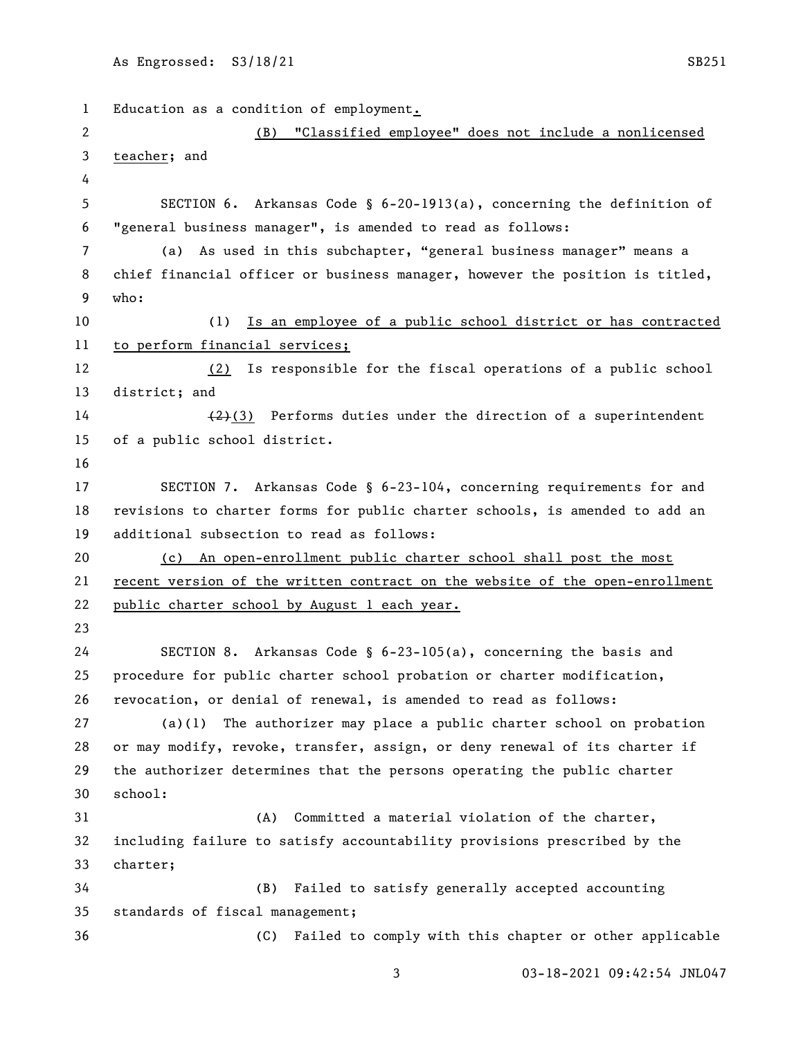Education as a condition of employment.

(B) "Classified employee" does not include a nonlicensed teacher; and

SECTION 6. Arkansas Code § 6-20-1913(a), concerning the definition of "general business manager", is amended to read as follows:

(a) As used in this subchapter, "general business manager" means a chief financial officer or business manager, however the position is titled, who:

(1) Is an employee of a public school district or has contracted to perform financial services;

(2) Is responsible for the fiscal operations of a public school district; and

~~(2)~~(3) Performs duties under the direction of a superintendent of a public school district.

SECTION 7. Arkansas Code § 6-23-104, concerning requirements for and revisions to charter forms for public charter schools, is amended to add an additional subsection to read as follows:

(c) An open-enrollment public charter school shall post the most recent version of the written contract on the website of the open-enrollment public charter school by August 1 each year.

SECTION 8. Arkansas Code § 6-23-105(a), concerning the basis and procedure for public charter school probation or charter modification, revocation, or denial of renewal, is amended to read as follows:

(a)(1) The authorizer may place a public charter school on probation or may modify, revoke, transfer, assign, or deny renewal of its charter if the authorizer determines that the persons operating the public charter school:

(A) Committed a material violation of the charter, including failure to satisfy accountability provisions prescribed by the charter;

(B) Failed to satisfy generally accepted accounting standards of fiscal management;

(C) Failed to comply with this chapter or other applicable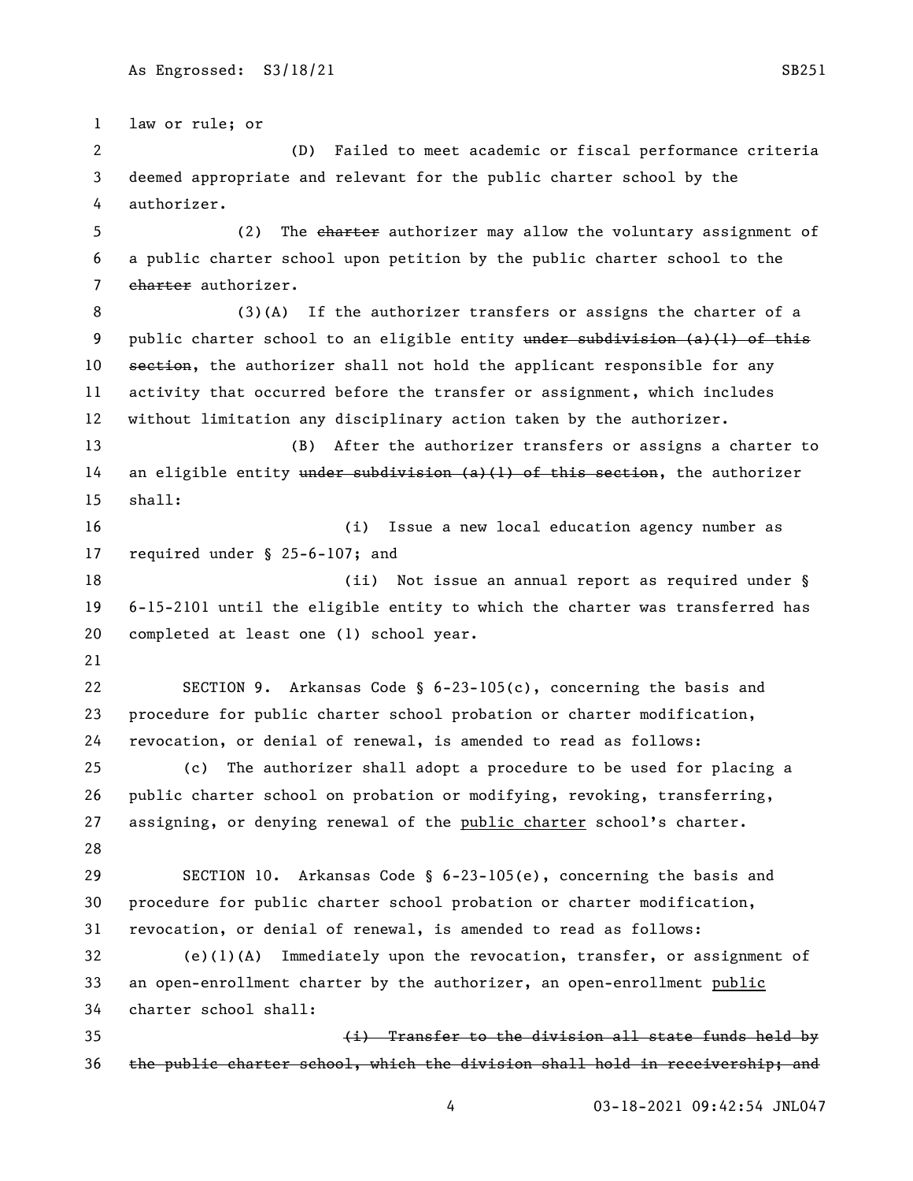law or rule; or

(D) Failed to meet academic or fiscal performance criteria deemed appropriate and relevant for the public charter school by the authorizer.

(2) The ~~charter~~ authorizer may allow the voluntary assignment of a public charter school upon petition by the public charter school to the ~~charter~~ authorizer.

(3)(A) If the authorizer transfers or assigns the charter of a public charter school to an eligible entity ~~under subdivision (a)(1) of this section~~, the authorizer shall not hold the applicant responsible for any activity that occurred before the transfer or assignment, which includes without limitation any disciplinary action taken by the authorizer.

(B) After the authorizer transfers or assigns a charter to an eligible entity ~~under subdivision (a)(1) of this section~~, the authorizer shall:

(i) Issue a new local education agency number as required under § 25-6-107; and

(ii) Not issue an annual report as required under § 6-15-2101 until the eligible entity to which the charter was transferred has completed at least one (1) school year.

SECTION 9. Arkansas Code § 6-23-105(c), concerning the basis and procedure for public charter school probation or charter modification, revocation, or denial of renewal, is amended to read as follows:

(c) The authorizer shall adopt a procedure to be used for placing a public charter school on probation or modifying, revoking, transferring, assigning, or denying renewal of the <u>public charter</u> school's charter.

SECTION 10. Arkansas Code § 6-23-105(e), concerning the basis and procedure for public charter school probation or charter modification, revocation, or denial of renewal, is amended to read as follows:

(e)(1)(A) Immediately upon the revocation, transfer, or assignment of an open-enrollment charter by the authorizer, an open-enrollment <u>public</u> charter school shall:

~~(i) Transfer to the division all state funds held by the public charter school, which the division shall hold in receivership; and~~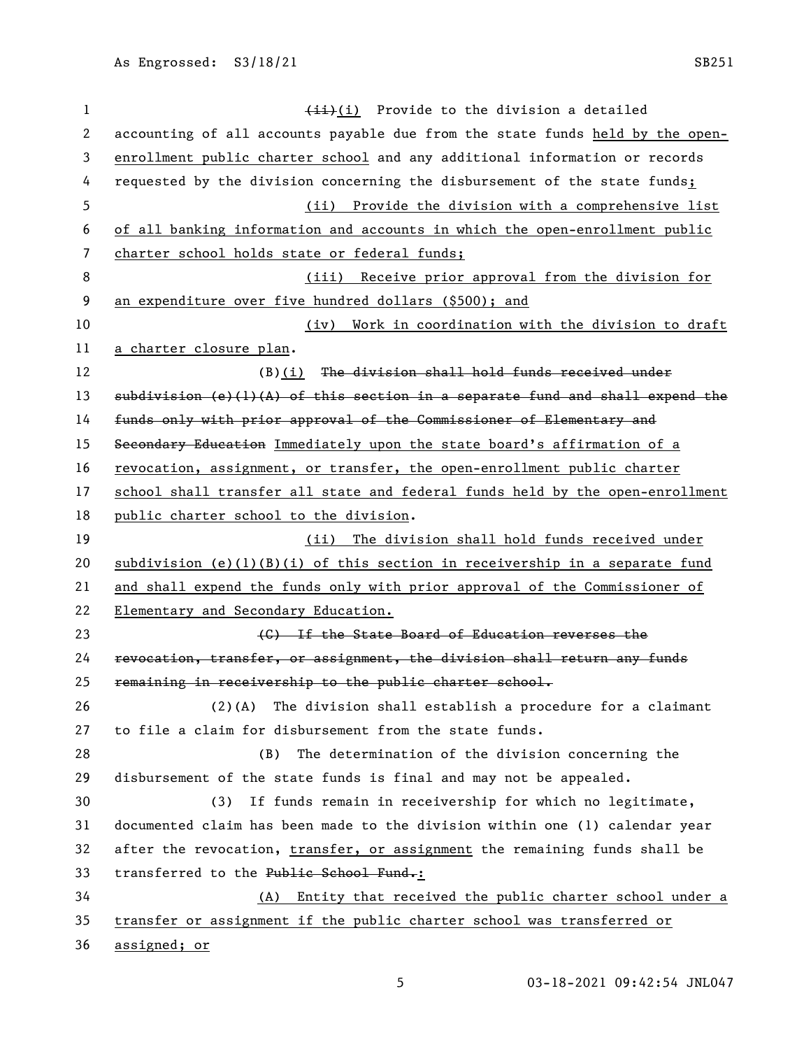~~(ii)~~(i) Provide to the division a detailed accounting of all accounts payable due from the state funds held by the open-enrollment public charter school and any additional information or records requested by the division concerning the disbursement of the state funds;

(ii) Provide the division with a comprehensive list of all banking information and accounts in which the open-enrollment public charter school holds state or federal funds;

(iii) Receive prior approval from the division for an expenditure over five hundred dollars ($500); and

(iv) Work in coordination with the division to draft a charter closure plan.

(B)(i) ~~The division shall hold funds received under subdivision (e)(1)(A) of this section in a separate fund and shall expend the funds only with prior approval of the Commissioner of Elementary and Secondary Education~~ Immediately upon the state board's affirmation of a revocation, assignment, or transfer, the open-enrollment public charter school shall transfer all state and federal funds held by the open-enrollment public charter school to the division.

(ii) The division shall hold funds received under subdivision (e)(1)(B)(i) of this section in receivership in a separate fund and shall expend the funds only with prior approval of the Commissioner of Elementary and Secondary Education.

~~(C) If the State Board of Education reverses the revocation, transfer, or assignment, the division shall return any funds remaining in receivership to the public charter school.~~

(2)(A) The division shall establish a procedure for a claimant to file a claim for disbursement from the state funds.

(B) The determination of the division concerning the disbursement of the state funds is final and may not be appealed.

(3) If funds remain in receivership for which no legitimate, documented claim has been made to the division within one (1) calendar year after the revocation, transfer, or assignment the remaining funds shall be transferred to the ~~Public School Fund.~~:

(A) Entity that received the public charter school under a transfer or assignment if the public charter school was transferred or assigned; or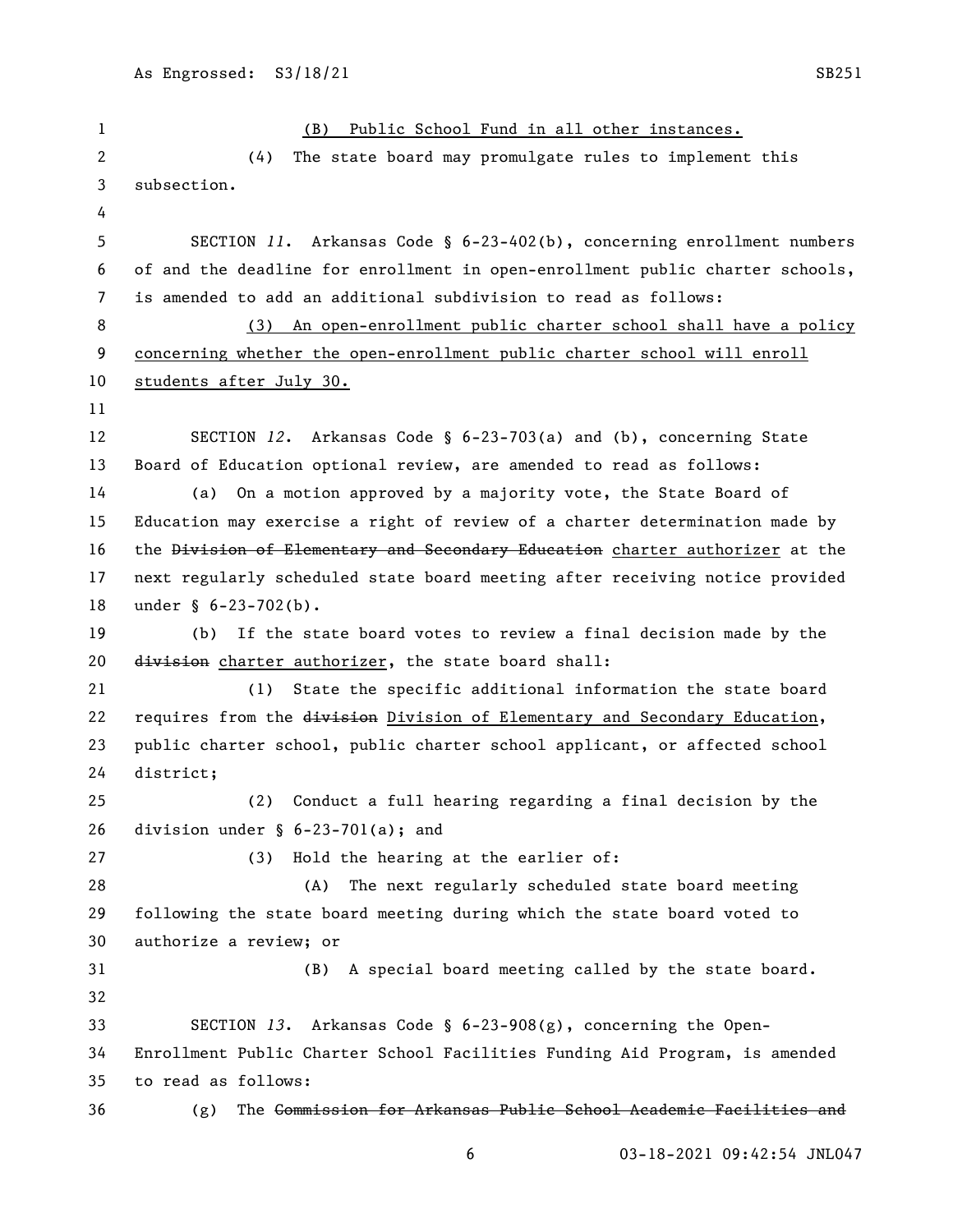(B) Public School Fund in all other instances.

(4) The state board may promulgate rules to implement this subsection.

SECTION *11*. Arkansas Code § 6-23-402(b), concerning enrollment numbers of and the deadline for enrollment in open-enrollment public charter schools, is amended to add an additional subdivision to read as follows:

(3) An open-enrollment public charter school shall have a policy concerning whether the open-enrollment public charter school will enroll students after July 30.

SECTION *12*. Arkansas Code § 6-23-703(a) and (b), concerning State Board of Education optional review, are amended to read as follows:

(a) On a motion approved by a majority vote, the State Board of Education may exercise a right of review of a charter determination made by the ~~Division of Elementary and Secondary Education~~ charter authorizer at the next regularly scheduled state board meeting after receiving notice provided under § 6-23-702(b).

(b) If the state board votes to review a final decision made by the ~~division~~ charter authorizer, the state board shall:

(1) State the specific additional information the state board requires from the ~~division~~ Division of Elementary and Secondary Education, public charter school, public charter school applicant, or affected school district;

(2) Conduct a full hearing regarding a final decision by the division under § 6-23-701(a); and

(3) Hold the hearing at the earlier of:

(A) The next regularly scheduled state board meeting following the state board meeting during which the state board voted to authorize a review; or

(B) A special board meeting called by the state board.

SECTION *13*. Arkansas Code § 6-23-908(g), concerning the Open-Enrollment Public Charter School Facilities Funding Aid Program, is amended to read as follows:

(g) The ~~Commission for Arkansas Public School Academic Facilities and~~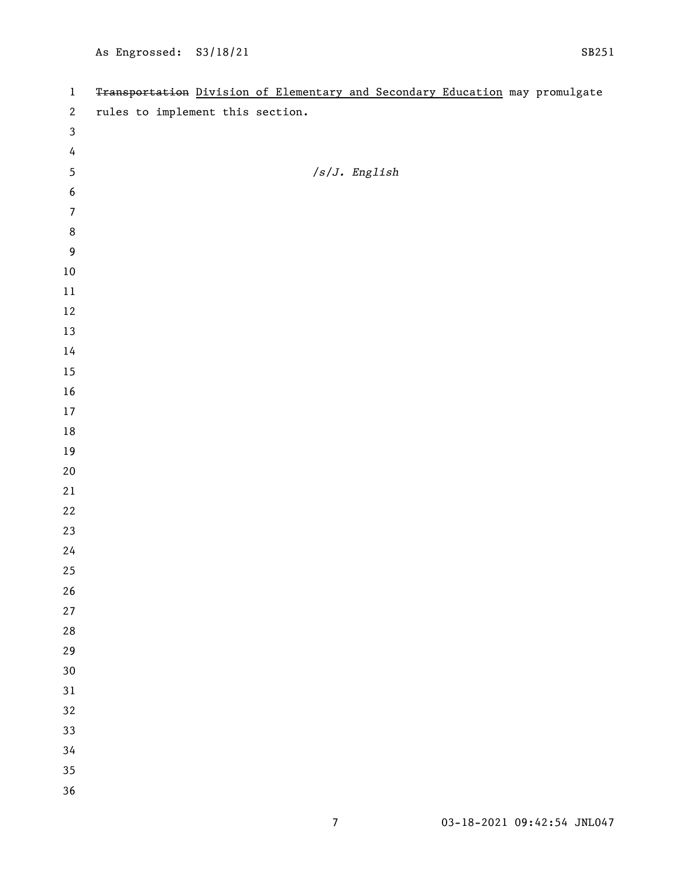~~Transportation~~ Division of Elementary and Secondary Education may promulgate rules to implement this section.

*/s/J. English*